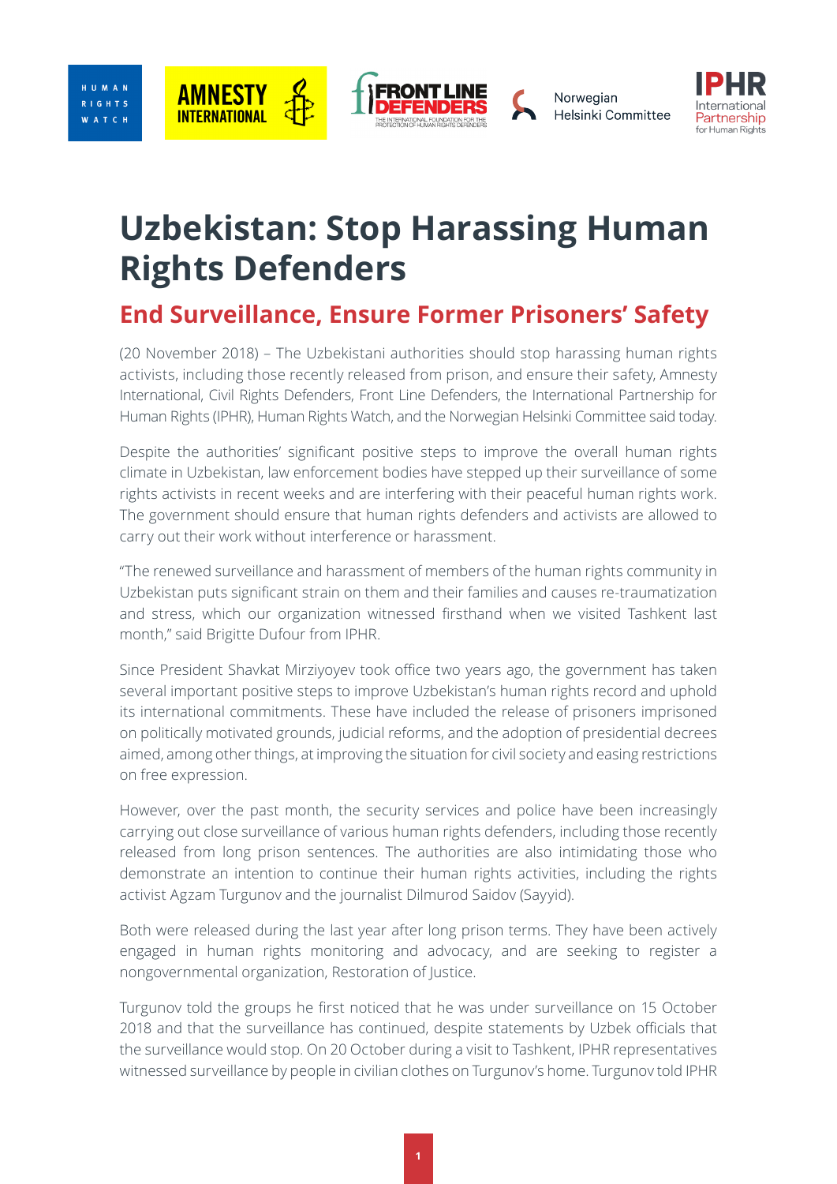# Uzbekistan: Stop Harassing Human Rights Defenders

## End Surveillance, Ensure Former Prisoners' Safety

(20 November 2018) – The Uzbekistani authorities should stop harassing human rights activists, including those recently released from prison, and ensure their safety, Amnesty International, Civil Rights Defenders, Front Line Defenders, the International Partnership for Human Rights (IPHR), Human Rights Watch, and the Norwegian Helsinki Committee said today.

Despite the authorities' significant positive steps to improve the overall human rights climate in Uzbekistan, law enforcement bodies have stepped up their surveillance of some rights activists in recent weeks and are interfering with their peaceful human rights work. The government should ensure that human rights defenders and activists are allowed to carry out their work without interference or harassment.

"The renewed surveillance and harassment of members of the human rights community in Uzbekistan puts significant strain on them and their families and causes re-traumatization and stress, which our organization witnessed firsthand when we visited Tashkent last month," said Brigitte Dufour from IPHR.

Since President Shavkat Mirziyoyev took office two years ago, the government has taken several important positive steps to improve Uzbekistan's human rights record and uphold its international commitments. These have included the release of prisoners imprisoned on politically motivated grounds, judicial reforms, and the adoption of presidential decrees aimed, among other things, at improving the situation for civil society and easing restrictions on free expression.

However, over the past month, the security services and police have been increasingly carrying out close surveillance of various human rights defenders, including those recently released from long prison sentences. The authorities are also intimidating those who demonstrate an intention to continue their human rights activities, including the rights activist Agzam Turgunov and the journalist Dilmurod Saidov (Sayyid).

Both were released during the last year after long prison terms. They have been actively engaged in human rights monitoring and advocacy, and are seeking to register a nongovernmental organization, Restoration of Justice.

Turgunov told the groups he first noticed that he was under surveillance on 15 October 2018 and that the surveillance has continued, despite statements by Uzbek officials that the surveillance would stop. On 20 October during a visit to Tashkent, IPHR representatives witnessed surveillance by people in civilian clothes on Turgunov's home. Turgunov told IPHR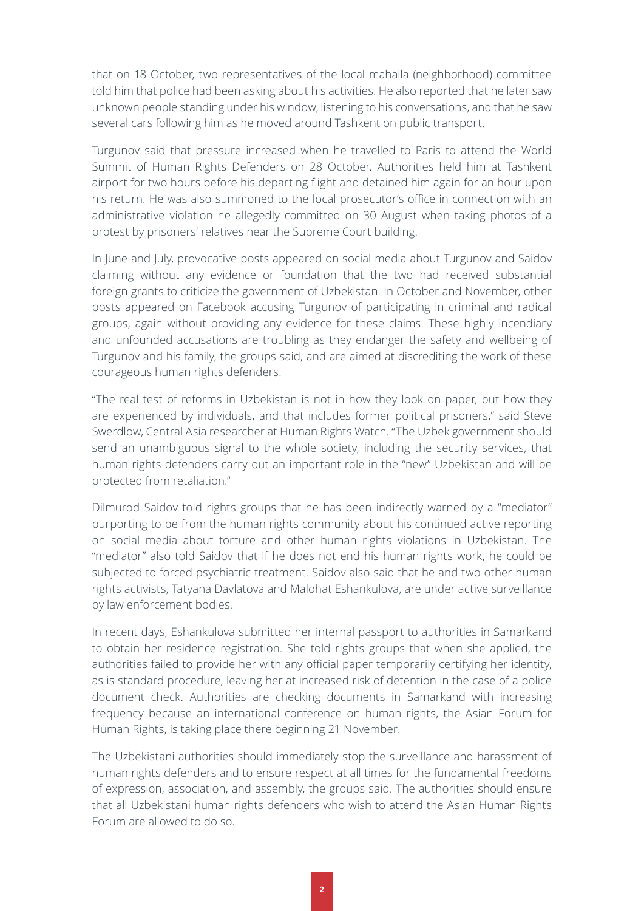that on 18 October, two representatives of the local mahalla (neighborhood) committee told him that police had been asking about his activities. He also reported that he later saw unknown people standing under his window, listening to his conversations, and that he saw several cars following him as he moved around Tashkent on public transport.

Turgunov said that pressure increased when he travelled to Paris to attend the World Summit of Human Rights Defenders on 28 October. Authorities held him at Tashkent airport for two hours before his departing flight and detained him again for an hour upon his return. He was also summoned to the local prosecutor's office in connection with an administrative violation he allegedly committed on 30 August when taking photos of a protest by prisoners' relatives near the Supreme Court building.

In June and July, provocative posts appeared on social media about Turgunov and Saidov claiming without any evidence or foundation that the two had received substantial foreign grants to criticize the government of Uzbekistan. In October and November, other posts appeared on Facebook accusing Turgunov of participating in criminal and radical groups, again without providing any evidence for these claims. These highly incendiary and unfounded accusations are troubling as they endanger the safety and wellbeing of Turgunov and his family, the groups said, and are aimed at discrediting the work of these courageous human rights defenders.

"The real test of reforms in Uzbekistan is not in how they look on paper, but how they are experienced by individuals, and that includes former political prisoners," said Steve Swerdlow, Central Asia researcher at Human Rights Watch. "The Uzbek government should send an unambiguous signal to the whole society, including the security services, that human rights defenders carry out an important role in the "new" Uzbekistan and will be protected from retaliation."

Dilmurod Saidov told rights groups that he has been indirectly warned by a "mediator" purporting to be from the human rights community about his continued active reporting on social media about torture and other human rights violations in Uzbekistan. The "mediator" also told Saidov that if he does not end his human rights work, he could be subjected to forced psychiatric treatment. Saidov also said that he and two other human rights activists, Tatyana Davlatova and Malohat Eshankulova, are under active surveillance by law enforcement bodies.

In recent days, Eshankulova submitted her internal passport to authorities in Samarkand to obtain her residence registration. She told rights groups that when she applied, the authorities failed to provide her with any official paper temporarily certifying her identity, as is standard procedure, leaving her at increased risk of detention in the case of a police document check. Authorities are checking documents in Samarkand with increasing frequency because an international conference on human rights, the Asian Forum for Human Rights, is taking place there beginning 21 November.

The Uzbekistani authorities should immediately stop the surveillance and harassment of human rights defenders and to ensure respect at all times for the fundamental freedoms of expression, association, and assembly, the groups said. The authorities should ensure that all Uzbekistani human rights defenders who wish to attend the Asian Human Rights Forum are allowed to do so.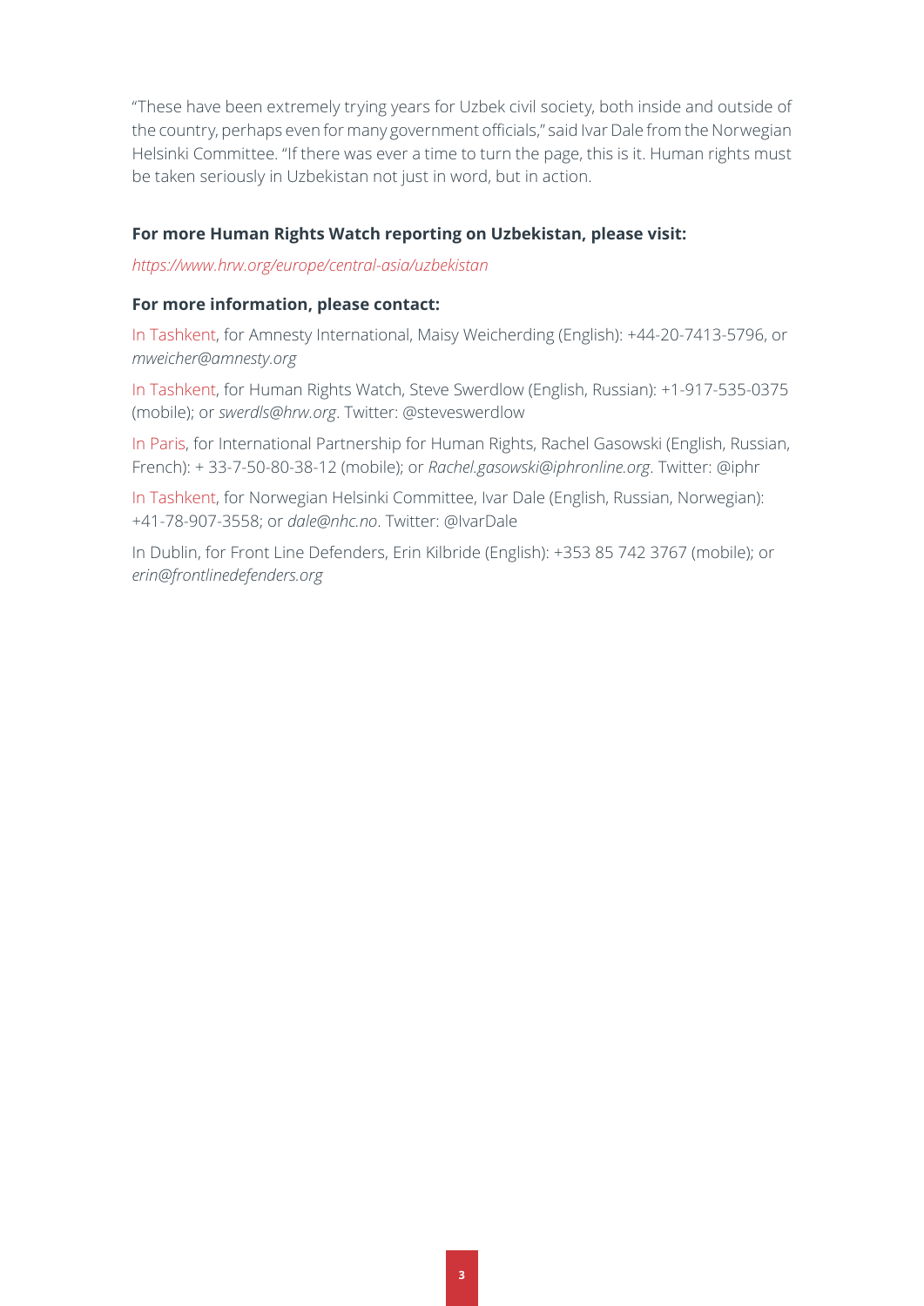"These have been extremely trying years for Uzbek civil society, both inside and outside of the country, perhaps even for many government officials," said Ivar Dale from the Norwegian Helsinki Committee. "If there was ever a time to turn the page, this is it. Human rights must be taken seriously in Uzbekistan not just in word, but in action.

**For more Human Rights Watch reporting on Uzbekistan, please visit:**

*https://www.hrw.org/europe/central-asia/uzbekistan*

**For more information, please contact:**

In Tashkent, for Amnesty International, Maisy Weicherding (English): +44-20-7413-5796, or *mweicher@amnesty.org*

In Tashkent, for Human Rights Watch, Steve Swerdlow (English, Russian): +1-917-535-0375 (mobile); or *swerdls@hrw.org*. Twitter: @steveswerdlow

In Paris, for International Partnership for Human Rights, Rachel Gasowski (English, Russian, French): + 33-7-50-80-38-12 (mobile); or *Rachel.gasowski@iphronline.org*. Twitter: @iphr

In Tashkent, for Norwegian Helsinki Committee, Ivar Dale (English, Russian, Norwegian): +41-78-907-3558; or *dale@nhc.no*. Twitter: @IvarDale

In Dublin, for Front Line Defenders, Erin Kilbride (English): +353 85 742 3767 (mobile); or *erin@frontlinedefenders.org*